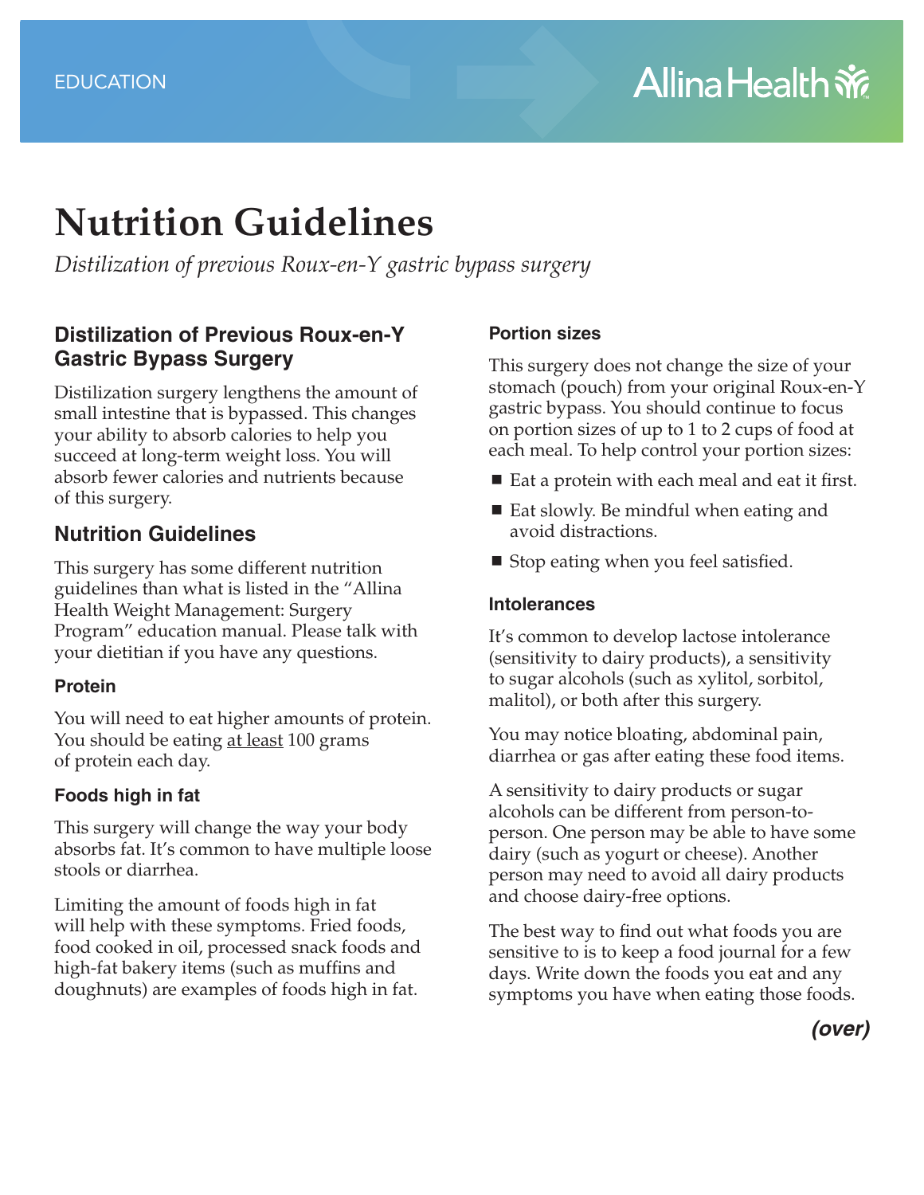EDUCATION

Allina Health

# Nutrition Guidelines

*Distilization of previous Roux-en-Y gastric bypass surgery*

## Distilization of Previous Roux-en-Y Gastric Bypass Surgery

Distilization surgery lengthens the amount of small intestine that is bypassed. This changes your ability to absorb calories to help you succeed at long-term weight loss. You will absorb fewer calories and nutrients because of this surgery.

## Nutrition Guidelines

This surgery has some different nutrition guidelines than what is listed in the "Allina Health Weight Management: Surgery Program" education manual. Please talk with your dietitian if you have any questions.

### Protein

You will need to eat higher amounts of protein. You should be eating at least 100 grams of protein each day.

### Foods high in fat

This surgery will change the way your body absorbs fat. It's common to have multiple loose stools or diarrhea.

Limiting the amount of foods high in fat will help with these symptoms. Fried foods, food cooked in oil, processed snack foods and high-fat bakery items (such as muffins and doughnuts) are examples of foods high in fat.

### Portion sizes

This surgery does not change the size of your stomach (pouch) from your original Roux-en-Y gastric bypass. You should continue to focus on portion sizes of up to 1 to 2 cups of food at each meal. To help control your portion sizes:

- Eat a protein with each meal and eat it first.
- Eat slowly. Be mindful when eating and avoid distractions.
- Stop eating when you feel satisfied.

### Intolerances

It's common to develop lactose intolerance (sensitivity to dairy products), a sensitivity to sugar alcohols (such as xylitol, sorbitol, malitol), or both after this surgery.

You may notice bloating, abdominal pain, diarrhea or gas after eating these food items.

A sensitivity to dairy products or sugar alcohols can be different from person-to-person. One person may be able to have some dairy (such as yogurt or cheese). Another person may need to avoid all dairy products and choose dairy-free options.

The best way to find out what foods you are sensitive to is to keep a food journal for a few days. Write down the foods you eat and any symptoms you have when eating those foods.

***(over)***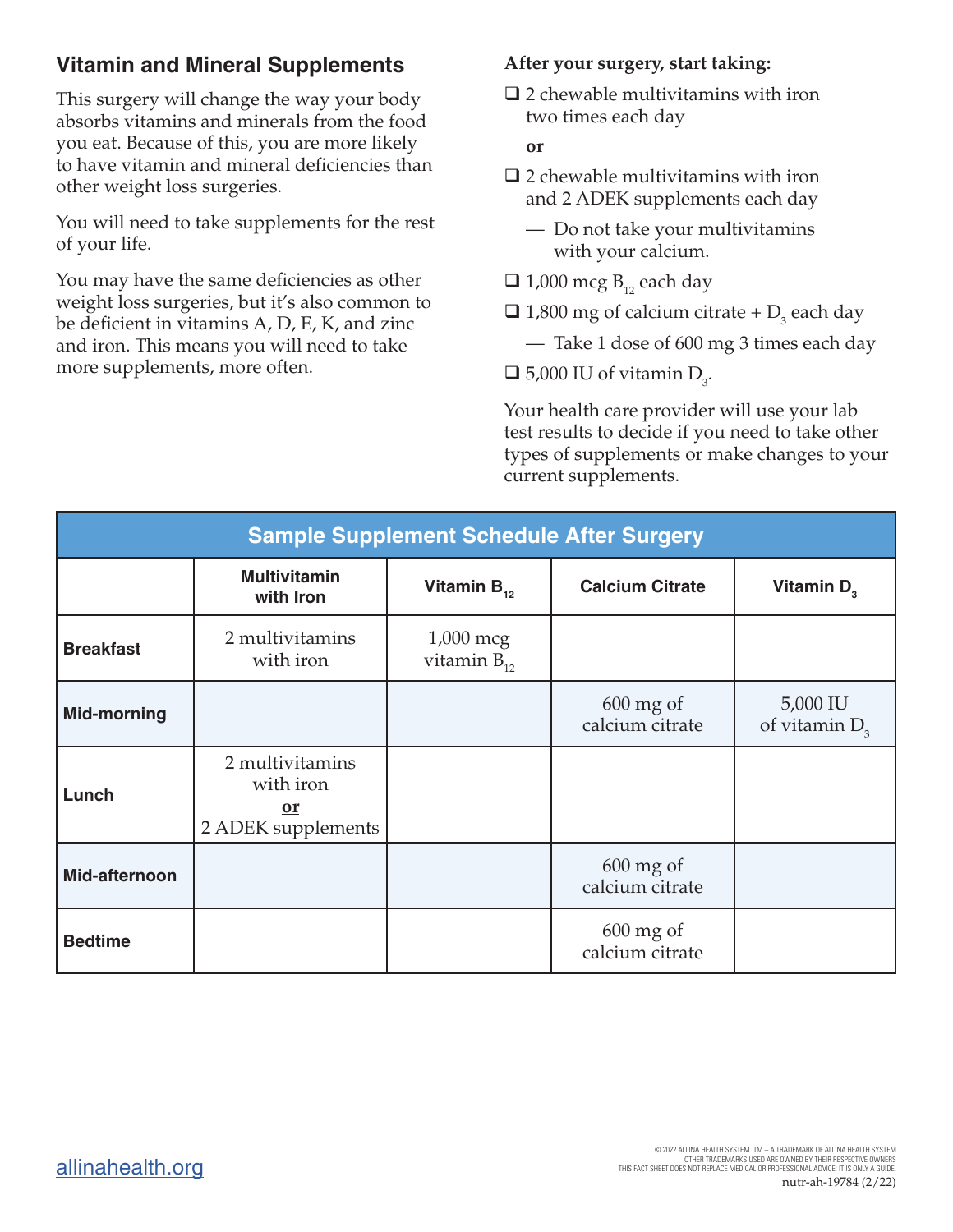## Vitamin and Mineral Supplements

This surgery will change the way your body absorbs vitamins and minerals from the food you eat. Because of this, you are more likely to have vitamin and mineral deficiencies than other weight loss surgeries.

You will need to take supplements for the rest of your life.

You may have the same deficiencies as other weight loss surgeries, but it's also common to be deficient in vitamins A, D, E, K, and zinc and iron. This means you will need to take more supplements, more often.

**After your surgery, start taking:**

- ❑ 2 chewable multivitamins with iron two times each day

  **or**

- ❑ 2 chewable multivitamins with iron and 2 ADEK supplements each day
  - Do not take your multivitamins with your calcium.
- ❑ 1,000 mcg $B_{12}$ each day
- ❑ 1,800 mg of calcium citrate + $D_3$ each day
  - Take 1 dose of 600 mg 3 times each day
- ❑ 5,000 IU of vitamin $D_3$.

Your health care provider will use your lab test results to decide if you need to take other types of supplements or make changes to your current supplements.

**Sample Supplement Schedule After Surgery**

| | Multivitamin with Iron | Vitamin $B_{12}$ | Calcium Citrate | Vitamin $D_3$ |
|---|---|---|---|---|
| **Breakfast** | 2 multivitamins with iron | 1,000 mcg vitamin $B_{12}$ | | |
| **Mid-morning** | | | 600 mg of calcium citrate | 5,000 IU of vitamin $D_3$ |
| **Lunch** | 2 multivitamins with iron **or** 2 ADEK supplements | | | |
| **Mid-afternoon** | | | 600 mg of calcium citrate | |
| **Bedtime** | | | 600 mg of calcium citrate | |

allinahealth.org

© 2022 ALLINA HEALTH SYSTEM. TM – A TRADEMARK OF ALLINA HEALTH SYSTEM
OTHER TRADEMARKS USED ARE OWNED BY THEIR RESPECTIVE OWNERS
THIS FACT SHEET DOES NOT REPLACE MEDICAL OR PROFESSIONAL ADVICE; IT IS ONLY A GUIDE.
nutr-ah-19784 (2/22)